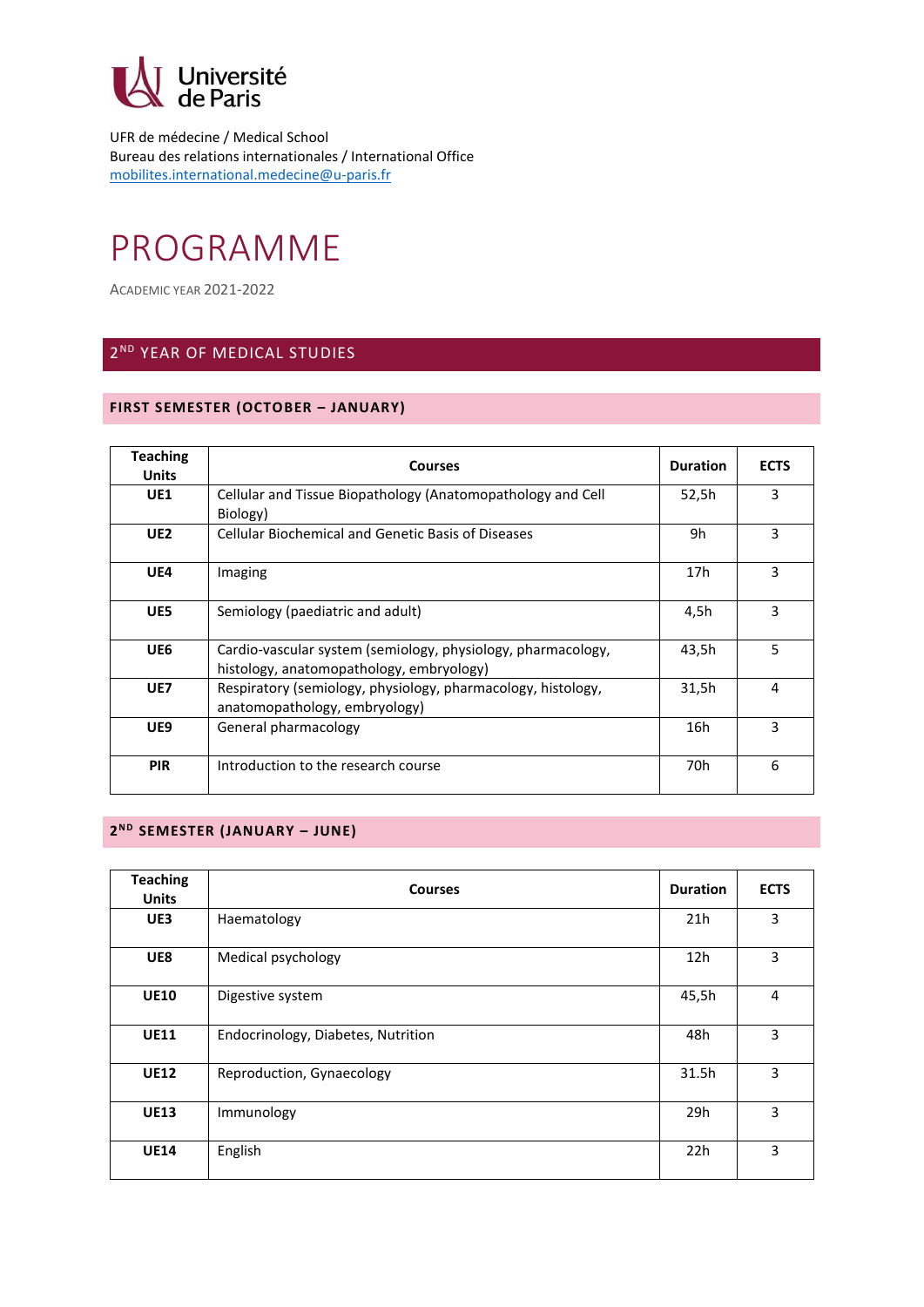Université de Paris

UFR de médecine / Medical School
Bureau des relations internationales / International Office
mobilites.international.medecine@u-paris.fr

# PROGRAMME

ACADEMIC YEAR 2021-2022

## 2ND YEAR OF MEDICAL STUDIES

### FIRST SEMESTER (OCTOBER – JANUARY)

| Teaching Units | Courses | Duration | ECTS |
|---|---|---|---|
| **UE1** | Cellular and Tissue Biopathology (Anatomopathology and Cell Biology) | 52,5h | 3 |
| **UE2** | Cellular Biochemical and Genetic Basis of Diseases | 9h | 3 |
| **UE4** | Imaging | 17h | 3 |
| **UE5** | Semiology (paediatric and adult) | 4,5h | 3 |
| **UE6** | Cardio-vascular system (semiology, physiology, pharmacology, histology, anatomopathology, embryology) | 43,5h | 5 |
| **UE7** | Respiratory (semiology, physiology, pharmacology, histology, anatomopathology, embryology) | 31,5h | 4 |
| **UE9** | General pharmacology | 16h | 3 |
| **PIR** | Introduction to the research course | 70h | 6 |

### 2ND SEMESTER (JANUARY – JUNE)

| Teaching Units | Courses | Duration | ECTS |
|---|---|---|---|
| **UE3** | Haematology | 21h | 3 |
| **UE8** | Medical psychology | 12h | 3 |
| **UE10** | Digestive system | 45,5h | 4 |
| **UE11** | Endocrinology, Diabetes, Nutrition | 48h | 3 |
| **UE12** | Reproduction, Gynaecology | 31.5h | 3 |
| **UE13** | Immunology | 29h | 3 |
| **UE14** | English | 22h | 3 |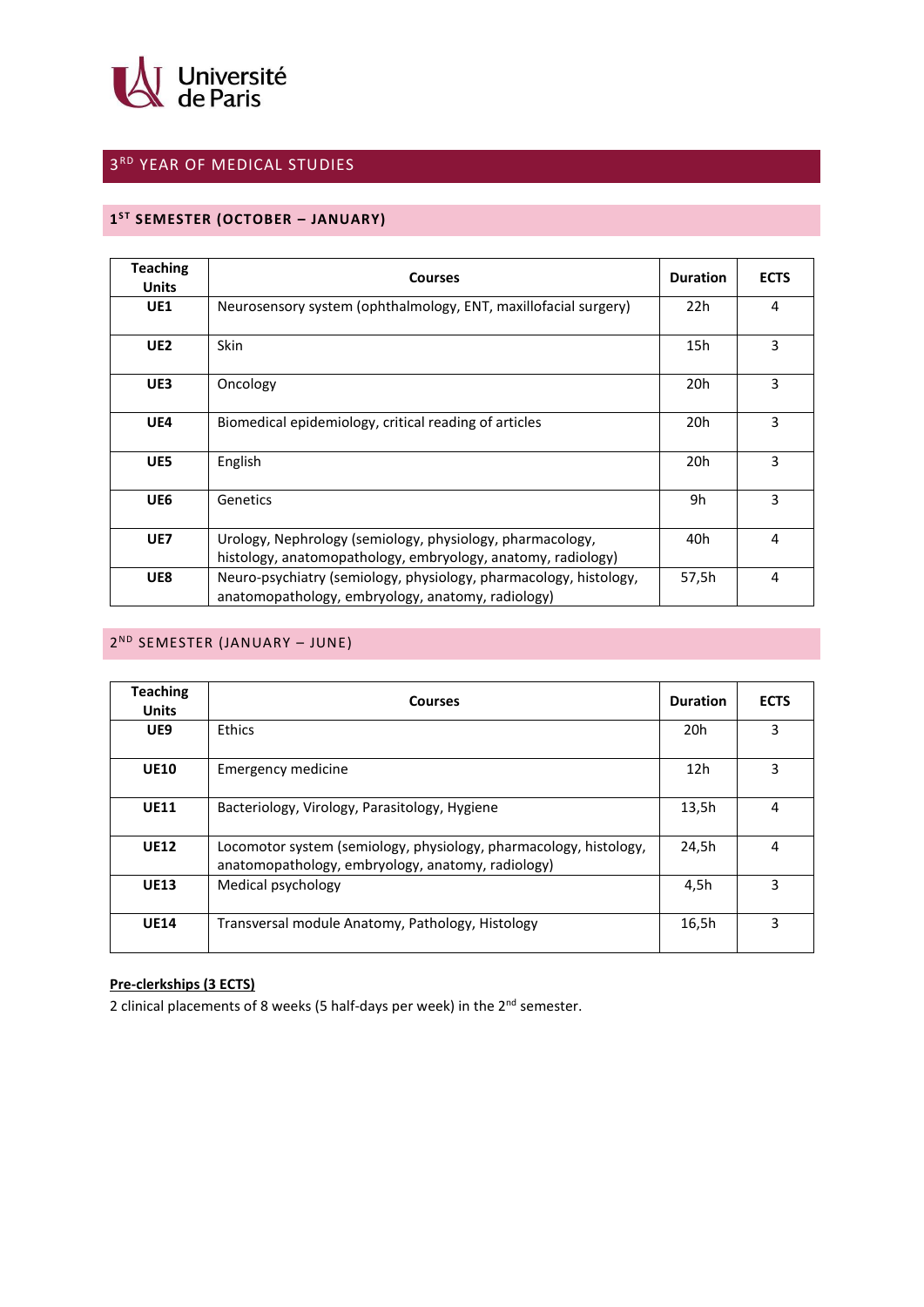Université de Paris

# 3RD YEAR OF MEDICAL STUDIES

## 1ST SEMESTER (OCTOBER – JANUARY)

| Teaching Units | Courses | Duration | ECTS |
|---|---|---|---|
| UE1 | Neurosensory system (ophthalmology, ENT, maxillofacial surgery) | 22h | 4 |
| UE2 | Skin | 15h | 3 |
| UE3 | Oncology | 20h | 3 |
| UE4 | Biomedical epidemiology, critical reading of articles | 20h | 3 |
| UE5 | English | 20h | 3 |
| UE6 | Genetics | 9h | 3 |
| UE7 | Urology, Nephrology (semiology, physiology, pharmacology, histology, anatomopathology, embryology, anatomy, radiology) | 40h | 4 |
| UE8 | Neuro-psychiatry (semiology, physiology, pharmacology, histology, anatomopathology, embryology, anatomy, radiology) | 57,5h | 4 |

## 2ND SEMESTER (JANUARY – JUNE)

| Teaching Units | Courses | Duration | ECTS |
|---|---|---|---|
| UE9 | Ethics | 20h | 3 |
| UE10 | Emergency medicine | 12h | 3 |
| UE11 | Bacteriology, Virology, Parasitology, Hygiene | 13,5h | 4 |
| UE12 | Locomotor system (semiology, physiology, pharmacology, histology, anatomopathology, embryology, anatomy, radiology) | 24,5h | 4 |
| UE13 | Medical psychology | 4,5h | 3 |
| UE14 | Transversal module Anatomy, Pathology, Histology | 16,5h | 3 |

**Pre-clerkships (3 ECTS)**

2 clinical placements of 8 weeks (5 half-days per week) in the 2nd semester.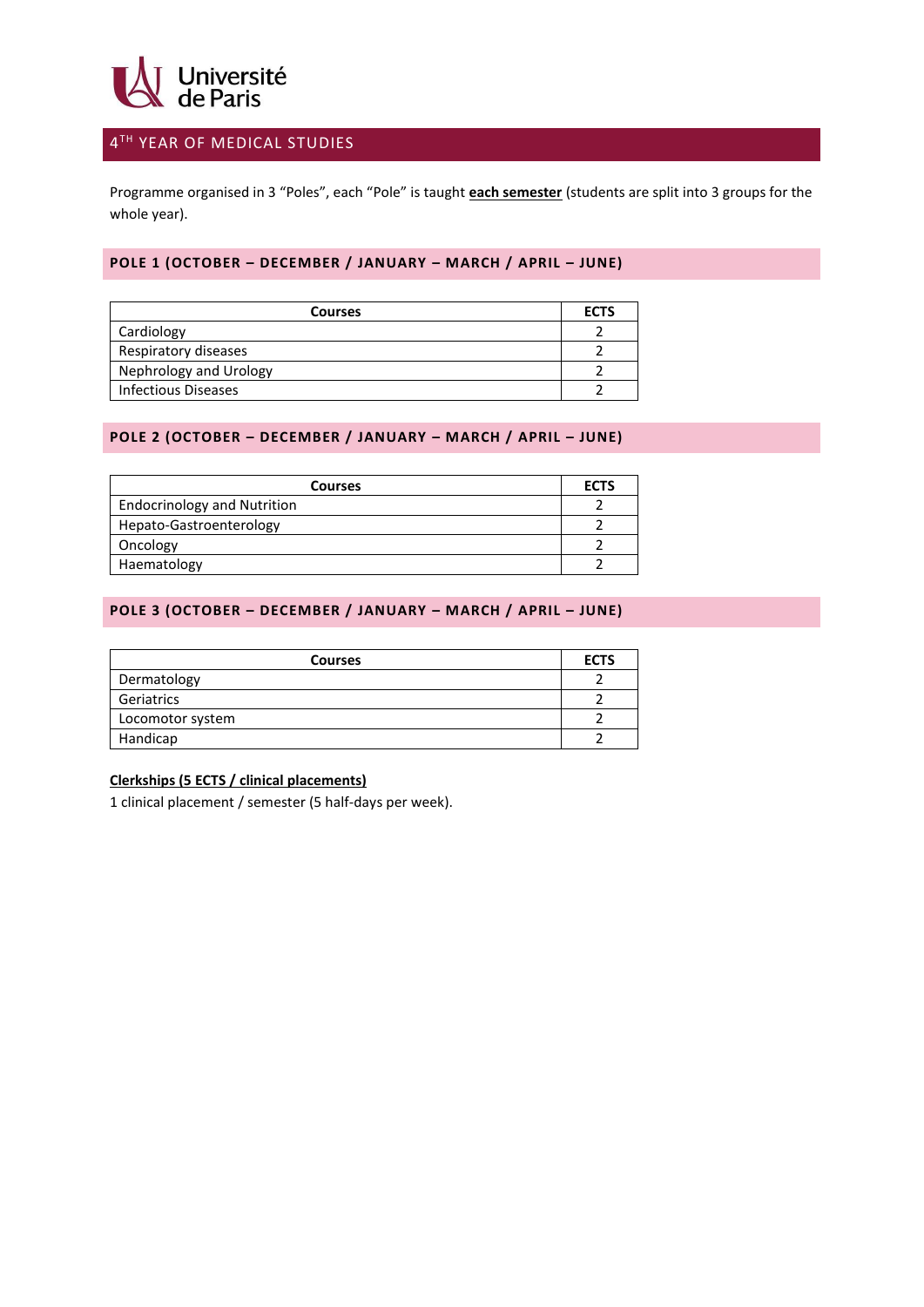# 4TH YEAR OF MEDICAL STUDIES

Programme organised in 3 "Poles", each "Pole" is taught **each semester** (students are split into 3 groups for the whole year).

## POLE 1 (OCTOBER – DECEMBER / JANUARY – MARCH / APRIL – JUNE)

| Courses | ECTS |
|---|---|
| Cardiology | 2 |
| Respiratory diseases | 2 |
| Nephrology and Urology | 2 |
| Infectious Diseases | 2 |

## POLE 2 (OCTOBER – DECEMBER / JANUARY – MARCH / APRIL – JUNE)

| Courses | ECTS |
|---|---|
| Endocrinology and Nutrition | 2 |
| Hepato-Gastroenterology | 2 |
| Oncology | 2 |
| Haematology | 2 |

## POLE 3 (OCTOBER – DECEMBER / JANUARY – MARCH / APRIL – JUNE)

| Courses | ECTS |
|---|---|
| Dermatology | 2 |
| Geriatrics | 2 |
| Locomotor system | 2 |
| Handicap | 2 |

**Clerkships (5 ECTS / clinical placements)**

1 clinical placement / semester (5 half-days per week).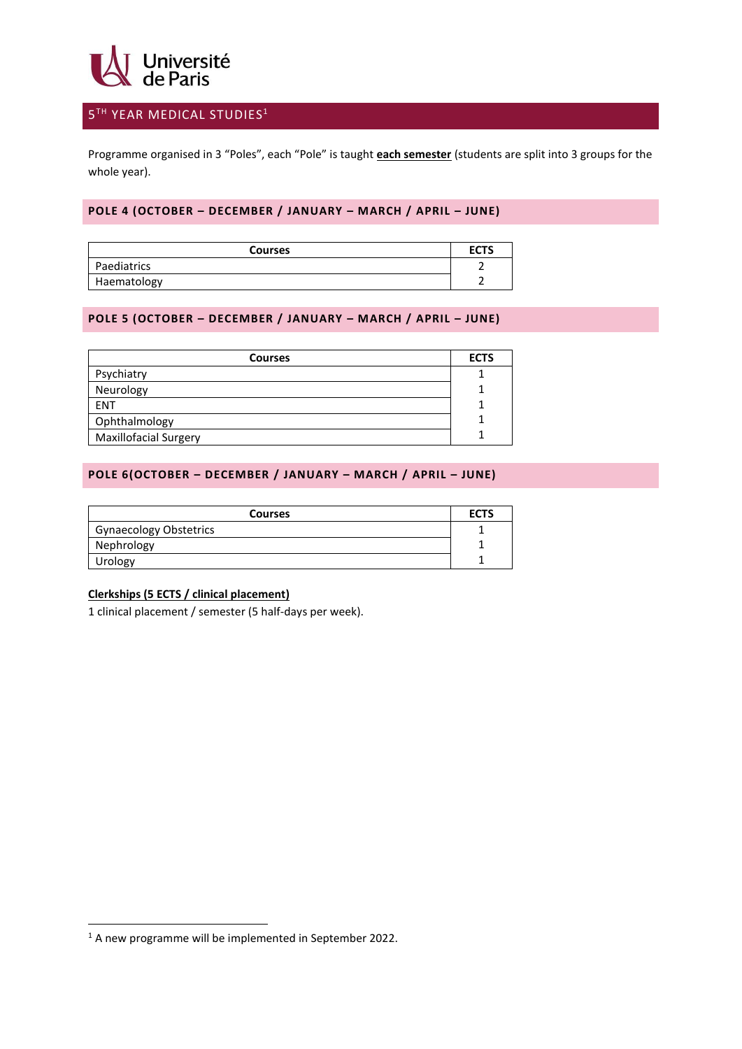Université de Paris

# 5TH YEAR MEDICAL STUDIES[1]

Programme organised in 3 "Poles", each "Pole" is taught **each semester** (students are split into 3 groups for the whole year).

## POLE 4 (OCTOBER – DECEMBER / JANUARY – MARCH / APRIL – JUNE)

| Courses | ECTS |
|---|---|
| Paediatrics | 2 |
| Haematology | 2 |

## POLE 5 (OCTOBER – DECEMBER / JANUARY – MARCH / APRIL – JUNE)

| Courses | ECTS |
|---|---|
| Psychiatry | 1 |
| Neurology | 1 |
| ENT | 1 |
| Ophthalmology | 1 |
| Maxillofacial Surgery | 1 |

## POLE 6(OCTOBER – DECEMBER / JANUARY – MARCH / APRIL – JUNE)

| Courses | ECTS |
|---|---|
| Gynaecology Obstetrics | 1 |
| Nephrology | 1 |
| Urology | 1 |

**Clerkships (5 ECTS / clinical placement)**

1 clinical placement / semester (5 half-days per week).

[1] A new programme will be implemented in September 2022.